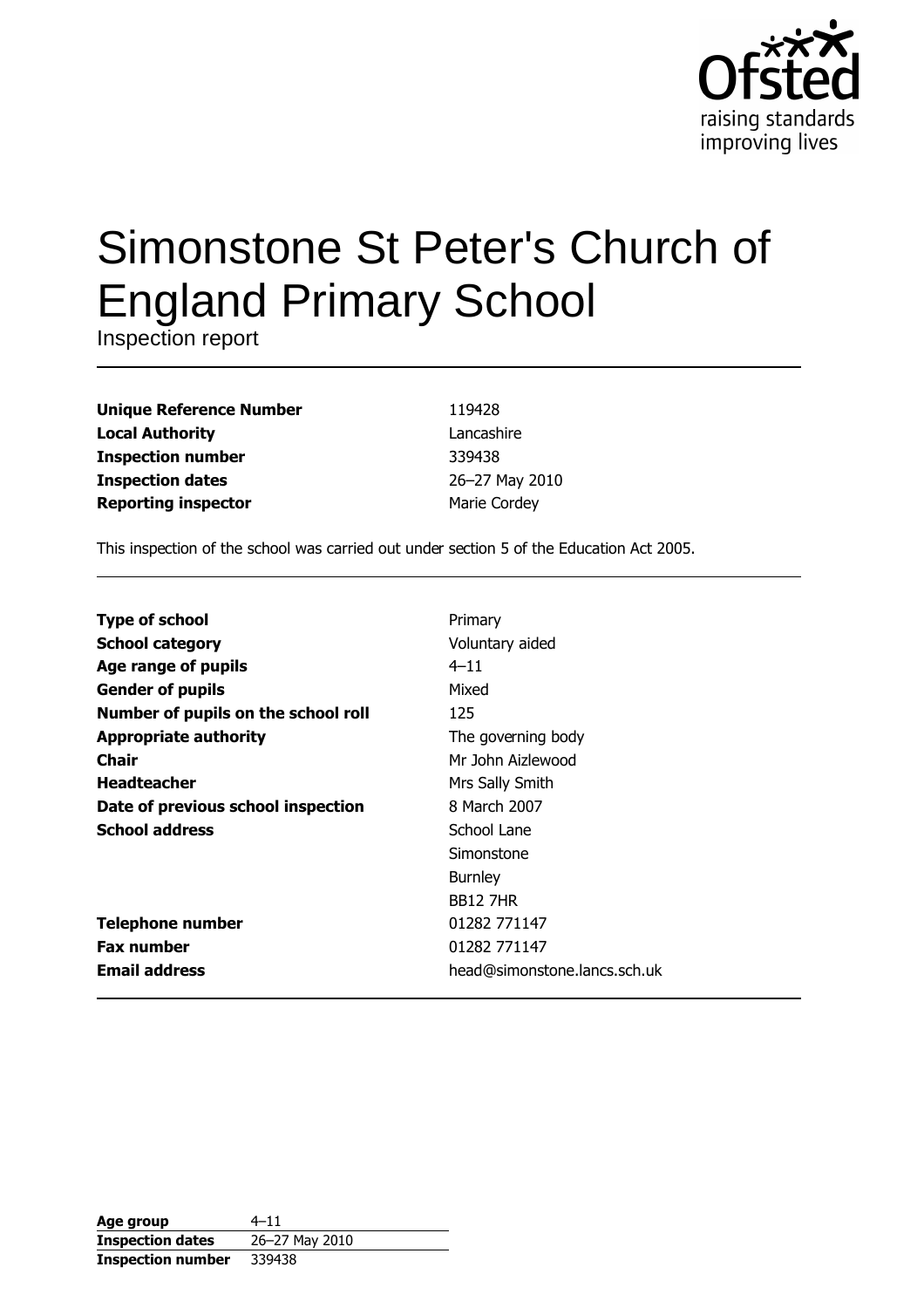Ofsted
raising standards
improving lives

# Simonstone St Peter's Church of England Primary School

Inspection report

| | |
|---|---|
| **Unique Reference Number** | 119428 |
| **Local Authority** | Lancashire |
| **Inspection number** | 339438 |
| **Inspection dates** | 26–27 May 2010 |
| **Reporting inspector** | Marie Cordey |

This inspection of the school was carried out under section 5 of the Education Act 2005.

| | |
|---|---|
| **Type of school** | Primary |
| **School category** | Voluntary aided |
| **Age range of pupils** | 4–11 |
| **Gender of pupils** | Mixed |
| **Number of pupils on the school roll** | 125 |
| **Appropriate authority** | The governing body |
| **Chair** | Mr John Aizlewood |
| **Headteacher** | Mrs Sally Smith |
| **Date of previous school inspection** | 8 March 2007 |
| **School address** | School Lane<br>Simonstone<br>Burnley<br>BB12 7HR |
| **Telephone number** | 01282 771147 |
| **Fax number** | 01282 771147 |
| **Email address** | head@simonstone.lancs.sch.uk |

| | |
|---|---|
| **Age group** | 4–11 |
| **Inspection dates** | 26–27 May 2010 |
| **Inspection number** | 339438 |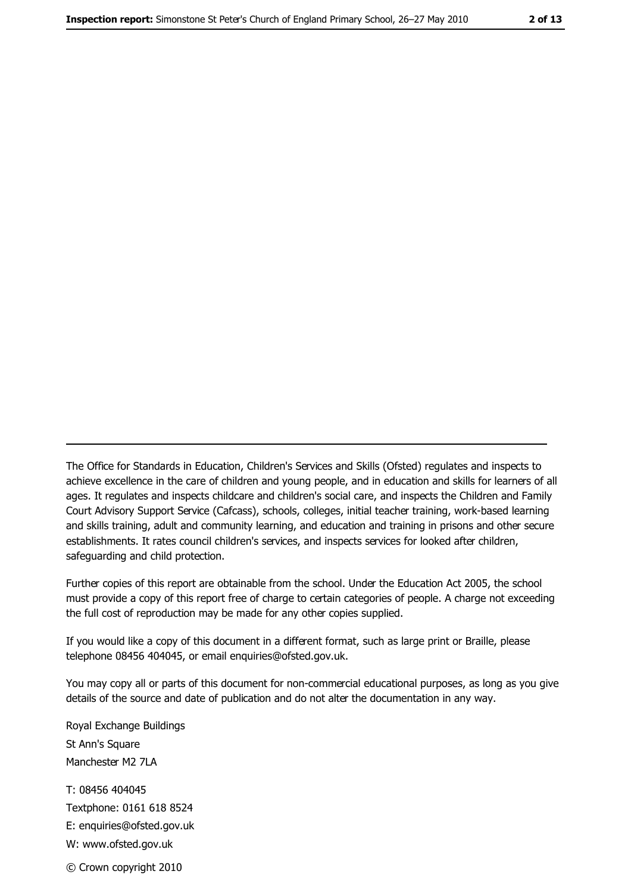The Office for Standards in Education, Children's Services and Skills (Ofsted) regulates and inspects to achieve excellence in the care of children and young people, and in education and skills for learners of all ages. It regulates and inspects childcare and children's social care, and inspects the Children and Family Court Advisory Support Service (Cafcass), schools, colleges, initial teacher training, work-based learning and skills training, adult and community learning, and education and training in prisons and other secure establishments. It rates council children's services, and inspects services for looked after children, safeguarding and child protection.

Further copies of this report are obtainable from the school. Under the Education Act 2005, the school must provide a copy of this report free of charge to certain categories of people. A charge not exceeding the full cost of reproduction may be made for any other copies supplied.

If you would like a copy of this document in a different format, such as large print or Braille, please telephone 08456 404045, or email enquiries@ofsted.gov.uk.

You may copy all or parts of this document for non-commercial educational purposes, as long as you give details of the source and date of publication and do not alter the documentation in any way.

Royal Exchange Buildings
St Ann's Square
Manchester M2 7LA

T: 08456 404045
Textphone: 0161 618 8524
E: enquiries@ofsted.gov.uk
W: www.ofsted.gov.uk

© Crown copyright 2010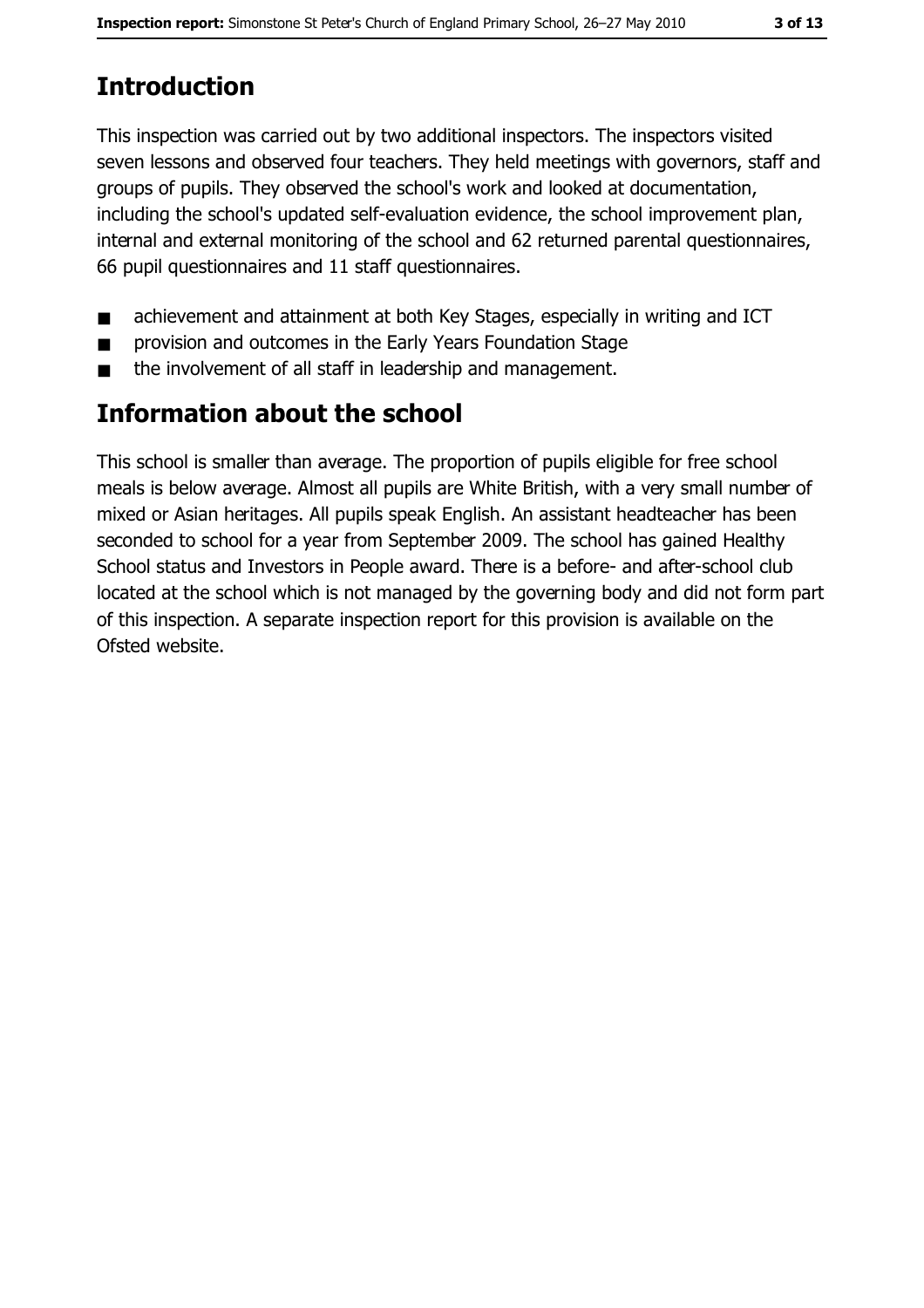## Introduction

This inspection was carried out by two additional inspectors. The inspectors visited seven lessons and observed four teachers. They held meetings with governors, staff and groups of pupils. They observed the school's work and looked at documentation, including the school's updated self-evaluation evidence, the school improvement plan, internal and external monitoring of the school and 62 returned parental questionnaires, 66 pupil questionnaires and 11 staff questionnaires.

- achievement and attainment at both Key Stages, especially in writing and ICT
- provision and outcomes in the Early Years Foundation Stage
- the involvement of all staff in leadership and management.

## Information about the school

This school is smaller than average. The proportion of pupils eligible for free school meals is below average. Almost all pupils are White British, with a very small number of mixed or Asian heritages. All pupils speak English. An assistant headteacher has been seconded to school for a year from September 2009. The school has gained Healthy School status and Investors in People award. There is a before- and after-school club located at the school which is not managed by the governing body and did not form part of this inspection. A separate inspection report for this provision is available on the Ofsted website.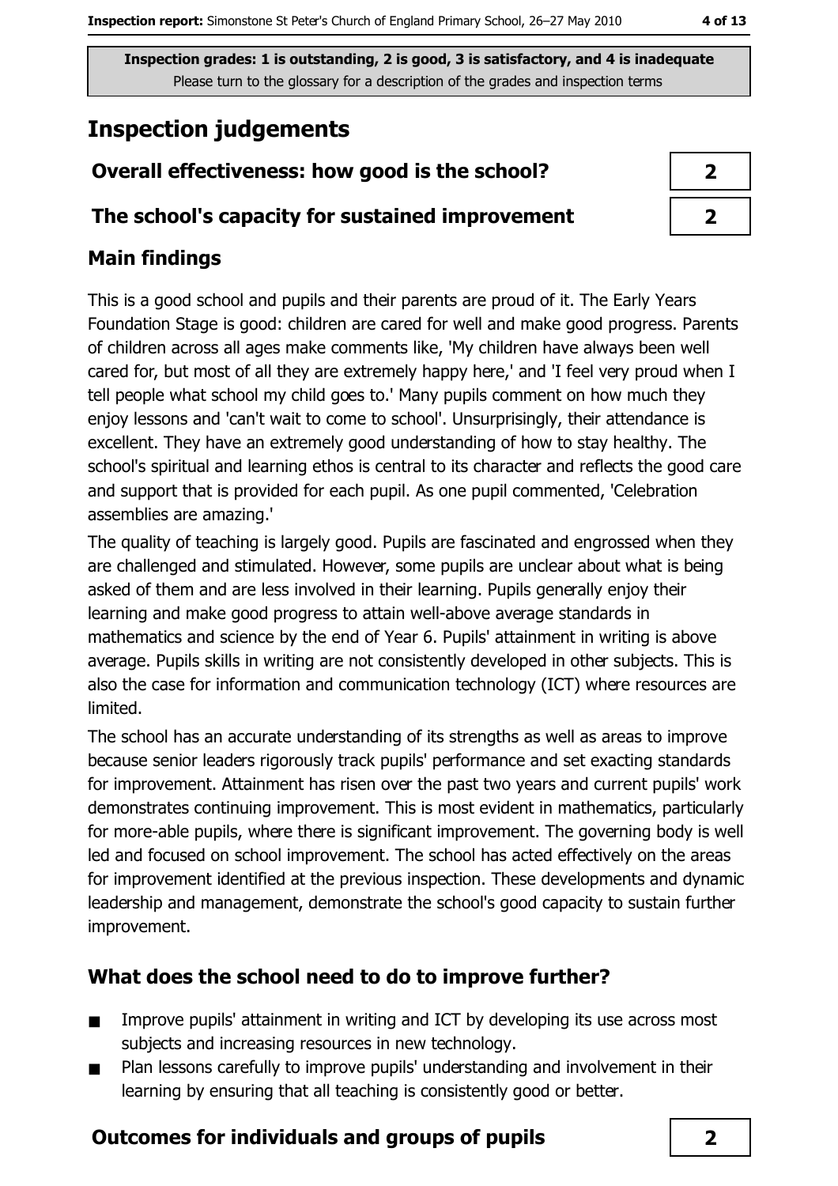Inspection grades: 1 is outstanding, 2 is good, 3 is satisfactory, and 4 is inadequate
Please turn to the glossary for a description of the grades and inspection terms

# Inspection judgements

| | |
|---|---|
| **Overall effectiveness: how good is the school?** | **2** |
| **The school's capacity for sustained improvement** | **2** |

## Main findings

This is a good school and pupils and their parents are proud of it. The Early Years Foundation Stage is good: children are cared for well and make good progress. Parents of children across all ages make comments like, 'My children have always been well cared for, but most of all they are extremely happy here,' and 'I feel very proud when I tell people what school my child goes to.' Many pupils comment on how much they enjoy lessons and 'can't wait to come to school'. Unsurprisingly, their attendance is excellent. They have an extremely good understanding of how to stay healthy. The school's spiritual and learning ethos is central to its character and reflects the good care and support that is provided for each pupil. As one pupil commented, 'Celebration assemblies are amazing.'

The quality of teaching is largely good. Pupils are fascinated and engrossed when they are challenged and stimulated. However, some pupils are unclear about what is being asked of them and are less involved in their learning. Pupils generally enjoy their learning and make good progress to attain well-above average standards in mathematics and science by the end of Year 6. Pupils' attainment in writing is above average. Pupils skills in writing are not consistently developed in other subjects. This is also the case for information and communication technology (ICT) where resources are limited.

The school has an accurate understanding of its strengths as well as areas to improve because senior leaders rigorously track pupils' performance and set exacting standards for improvement. Attainment has risen over the past two years and current pupils' work demonstrates continuing improvement. This is most evident in mathematics, particularly for more-able pupils, where there is significant improvement. The governing body is well led and focused on school improvement. The school has acted effectively on the areas for improvement identified at the previous inspection. These developments and dynamic leadership and management, demonstrate the school's good capacity to sustain further improvement.

## What does the school need to do to improve further?

- Improve pupils' attainment in writing and ICT by developing its use across most subjects and increasing resources in new technology.
- Plan lessons carefully to improve pupils' understanding and involvement in their learning by ensuring that all teaching is consistently good or better.

| | |
|---|---|
| **Outcomes for individuals and groups of pupils** | **2** |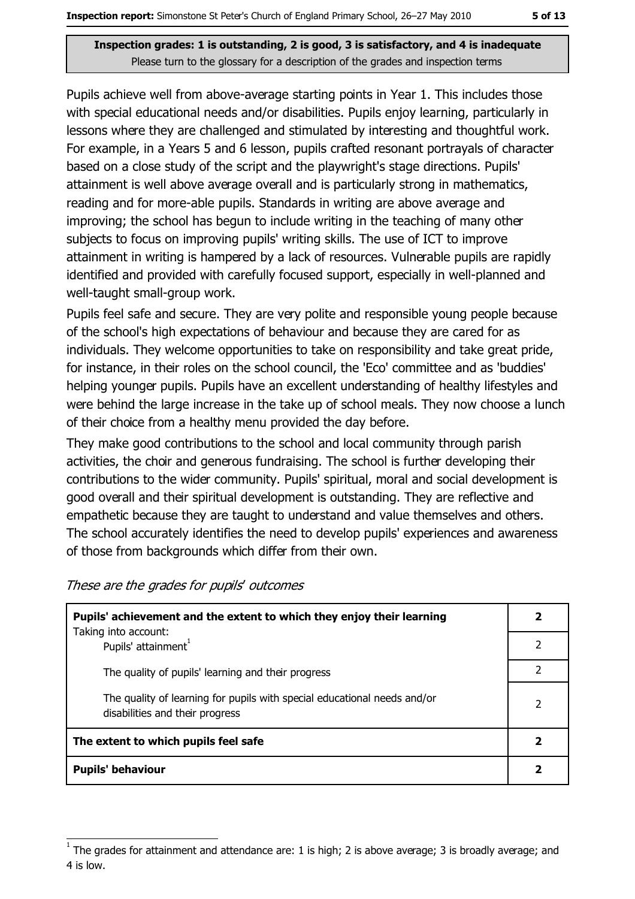**Inspection grades: 1 is outstanding, 2 is good, 3 is satisfactory, and 4 is inadequate**
Please turn to the glossary for a description of the grades and inspection terms

Pupils achieve well from above-average starting points in Year 1. This includes those with special educational needs and/or disabilities. Pupils enjoy learning, particularly in lessons where they are challenged and stimulated by interesting and thoughtful work. For example, in a Years 5 and 6 lesson, pupils crafted resonant portrayals of character based on a close study of the script and the playwright's stage directions. Pupils' attainment is well above average overall and is particularly strong in mathematics, reading and for more-able pupils. Standards in writing are above average and improving; the school has begun to include writing in the teaching of many other subjects to focus on improving pupils' writing skills. The use of ICT to improve attainment in writing is hampered by a lack of resources. Vulnerable pupils are rapidly identified and provided with carefully focused support, especially in well-planned and well-taught small-group work.

Pupils feel safe and secure. They are very polite and responsible young people because of the school's high expectations of behaviour and because they are cared for as individuals. They welcome opportunities to take on responsibility and take great pride, for instance, in their roles on the school council, the 'Eco' committee and as 'buddies' helping younger pupils. Pupils have an excellent understanding of healthy lifestyles and were behind the large increase in the take up of school meals. They now choose a lunch of their choice from a healthy menu provided the day before.

They make good contributions to the school and local community through parish activities, the choir and generous fundraising. The school is further developing their contributions to the wider community. Pupils' spiritual, moral and social development is good overall and their spiritual development is outstanding. They are reflective and empathetic because they are taught to understand and value themselves and others. The school accurately identifies the need to develop pupils' experiences and awareness of those from backgrounds which differ from their own.

*These are the grades for pupils' outcomes*

| | |
|---|---|
| **Pupils' achievement and the extent to which they enjoy their learning** | **2** |
| Taking into account: Pupils' attainment[1] | 2 |
| The quality of pupils' learning and their progress | 2 |
| The quality of learning for pupils with special educational needs and/or disabilities and their progress | 2 |
| **The extent to which pupils feel safe** | **2** |
| **Pupils' behaviour** | **2** |

[1] The grades for attainment and attendance are: 1 is high; 2 is above average; 3 is broadly average; and 4 is low.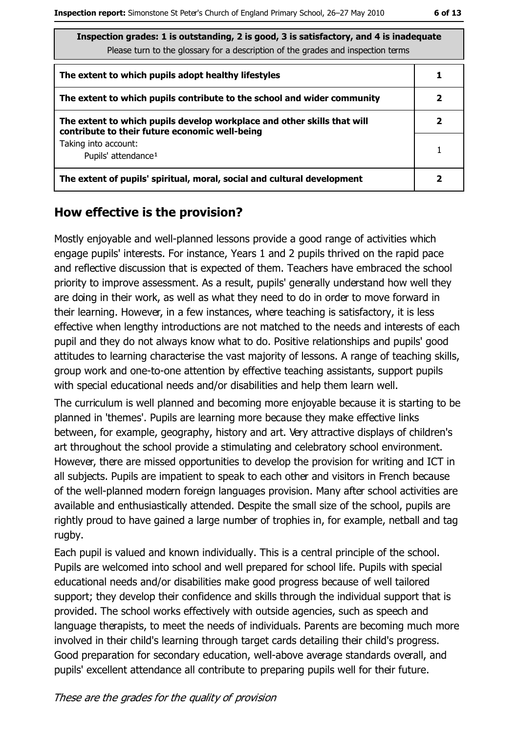| Inspection grades: 1 is outstanding, 2 is good, 3 is satisfactory, and 4 is inadequate<br>Please turn to the glossary for a description of the grades and inspection terms | |
|---|---|
| **The extent to which pupils adopt healthy lifestyles** | **1** |
| **The extent to which pupils contribute to the school and wider community** | **2** |
| **The extent to which pupils develop workplace and other skills that will contribute to their future economic well-being** | **2** |
| Taking into account:<br>Pupils' attendance[1] | 1 |
| **The extent of pupils' spiritual, moral, social and cultural development** | **2** |

## How effective is the provision?

Mostly enjoyable and well-planned lessons provide a good range of activities which engage pupils' interests. For instance, Years 1 and 2 pupils thrived on the rapid pace and reflective discussion that is expected of them. Teachers have embraced the school priority to improve assessment. As a result, pupils' generally understand how well they are doing in their work, as well as what they need to do in order to move forward in their learning. However, in a few instances, where teaching is satisfactory, it is less effective when lengthy introductions are not matched to the needs and interests of each pupil and they do not always know what to do. Positive relationships and pupils' good attitudes to learning characterise the vast majority of lessons. A range of teaching skills, group work and one-to-one attention by effective teaching assistants, support pupils with special educational needs and/or disabilities and help them learn well.

The curriculum is well planned and becoming more enjoyable because it is starting to be planned in 'themes'. Pupils are learning more because they make effective links between, for example, geography, history and art. Very attractive displays of children's art throughout the school provide a stimulating and celebratory school environment. However, there are missed opportunities to develop the provision for writing and ICT in all subjects. Pupils are impatient to speak to each other and visitors in French because of the well-planned modern foreign languages provision. Many after school activities are available and enthusiastically attended. Despite the small size of the school, pupils are rightly proud to have gained a large number of trophies in, for example, netball and tag rugby.

Each pupil is valued and known individually. This is a central principle of the school. Pupils are welcomed into school and well prepared for school life. Pupils with special educational needs and/or disabilities make good progress because of well tailored support; they develop their confidence and skills through the individual support that is provided. The school works effectively with outside agencies, such as speech and language therapists, to meet the needs of individuals. Parents are becoming much more involved in their child's learning through target cards detailing their child's progress. Good preparation for secondary education, well-above average standards overall, and pupils' excellent attendance all contribute to preparing pupils well for their future.

*These are the grades for the quality of provision*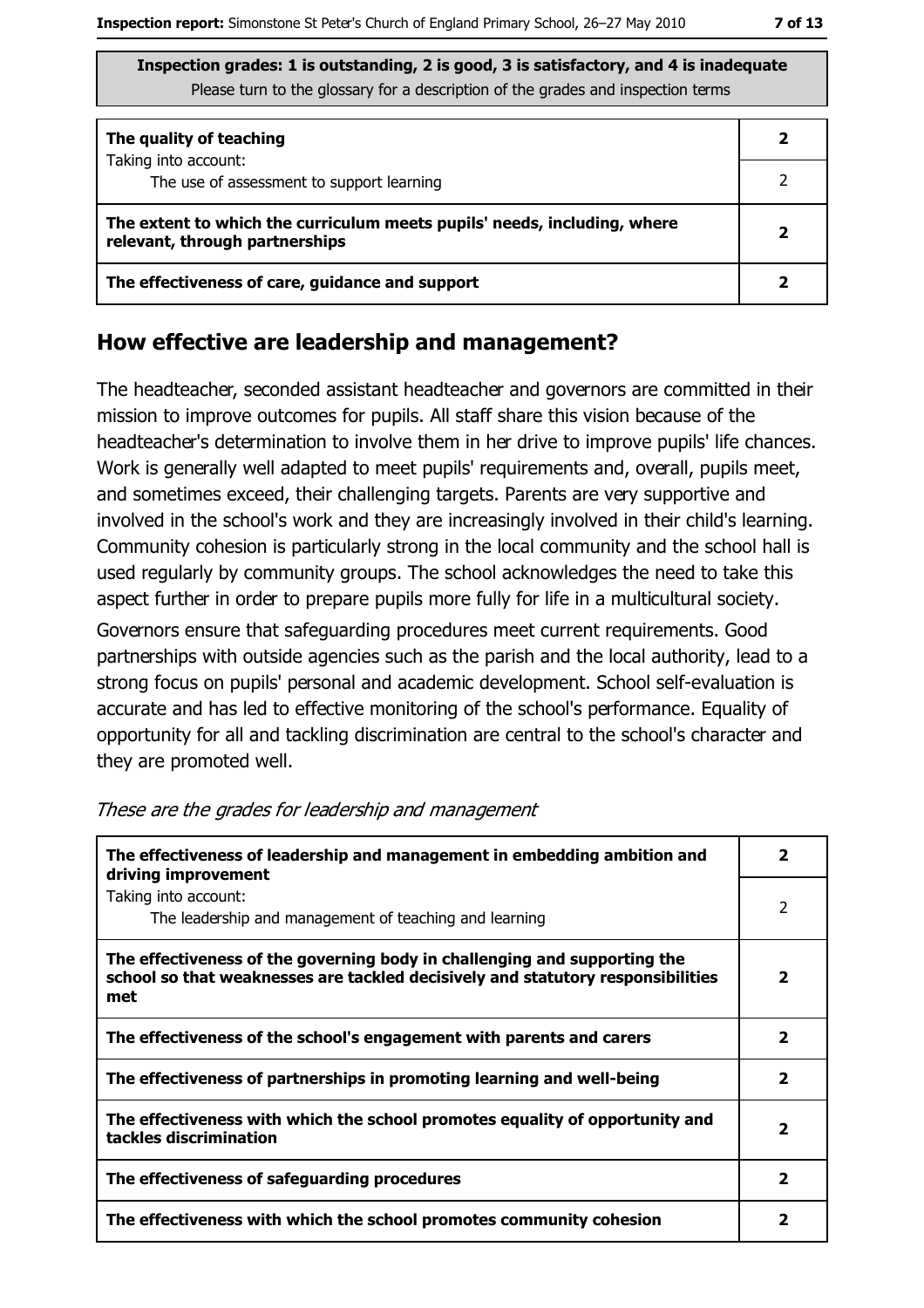**Inspection grades: 1 is outstanding, 2 is good, 3 is satisfactory, and 4 is inadequate**
Please turn to the glossary for a description of the grades and inspection terms

| | |
|---|---|
| **The quality of teaching** | **2** |
| Taking into account: The use of assessment to support learning | 2 |
| **The extent to which the curriculum meets pupils' needs, including, where relevant, through partnerships** | **2** |
| **The effectiveness of care, guidance and support** | **2** |

## How effective are leadership and management?

The headteacher, seconded assistant headteacher and governors are committed in their mission to improve outcomes for pupils. All staff share this vision because of the headteacher's determination to involve them in her drive to improve pupils' life chances. Work is generally well adapted to meet pupils' requirements and, overall, pupils meet, and sometimes exceed, their challenging targets. Parents are very supportive and involved in the school's work and they are increasingly involved in their child's learning. Community cohesion is particularly strong in the local community and the school hall is used regularly by community groups. The school acknowledges the need to take this aspect further in order to prepare pupils more fully for life in a multicultural society.

Governors ensure that safeguarding procedures meet current requirements. Good partnerships with outside agencies such as the parish and the local authority, lead to a strong focus on pupils' personal and academic development. School self-evaluation is accurate and has led to effective monitoring of the school's performance. Equality of opportunity for all and tackling discrimination are central to the school's character and they are promoted well.

*These are the grades for leadership and management*

| | |
|---|---|
| **The effectiveness of leadership and management in embedding ambition and driving improvement** | **2** |
| Taking into account: The leadership and management of teaching and learning | 2 |
| **The effectiveness of the governing body in challenging and supporting the school so that weaknesses are tackled decisively and statutory responsibilities met** | **2** |
| **The effectiveness of the school's engagement with parents and carers** | **2** |
| **The effectiveness of partnerships in promoting learning and well-being** | **2** |
| **The effectiveness with which the school promotes equality of opportunity and tackles discrimination** | **2** |
| **The effectiveness of safeguarding procedures** | **2** |
| **The effectiveness with which the school promotes community cohesion** | **2** |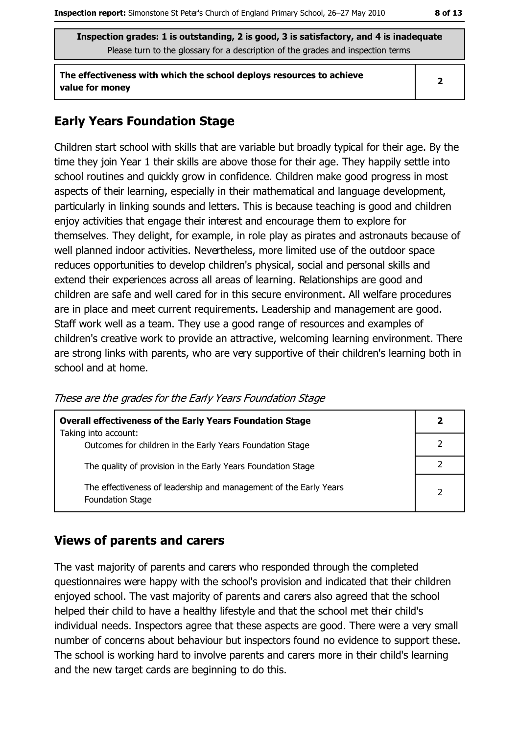**Inspection grades: 1 is outstanding, 2 is good, 3 is satisfactory, and 4 is inadequate**
Please turn to the glossary for a description of the grades and inspection terms

| | |
|---|---|
| **The effectiveness with which the school deploys resources to achieve value for money** | **2** |

## Early Years Foundation Stage

Children start school with skills that are variable but broadly typical for their age. By the time they join Year 1 their skills are above those for their age. They happily settle into school routines and quickly grow in confidence. Children make good progress in most aspects of their learning, especially in their mathematical and language development, particularly in linking sounds and letters. This is because teaching is good and children enjoy activities that engage their interest and encourage them to explore for themselves. They delight, for example, in role play as pirates and astronauts because of well planned indoor activities. Nevertheless, more limited use of the outdoor space reduces opportunities to develop children's physical, social and personal skills and extend their experiences across all areas of learning. Relationships are good and children are safe and well cared for in this secure environment. All welfare procedures are in place and meet current requirements. Leadership and management are good. Staff work well as a team. They use a good range of resources and examples of children's creative work to provide an attractive, welcoming learning environment. There are strong links with parents, who are very supportive of their children's learning both in school and at home.

*These are the grades for the Early Years Foundation Stage*

| | |
|---|---|
| **Overall effectiveness of the Early Years Foundation Stage**<br>Taking into account: | **2** |
| Outcomes for children in the Early Years Foundation Stage | 2 |
| The quality of provision in the Early Years Foundation Stage | 2 |
| The effectiveness of leadership and management of the Early Years Foundation Stage | 2 |

## Views of parents and carers

The vast majority of parents and carers who responded through the completed questionnaires were happy with the school's provision and indicated that their children enjoyed school. The vast majority of parents and carers also agreed that the school helped their child to have a healthy lifestyle and that the school met their child's individual needs. Inspectors agree that these aspects are good. There were a very small number of concerns about behaviour but inspectors found no evidence to support these. The school is working hard to involve parents and carers more in their child's learning and the new target cards are beginning to do this.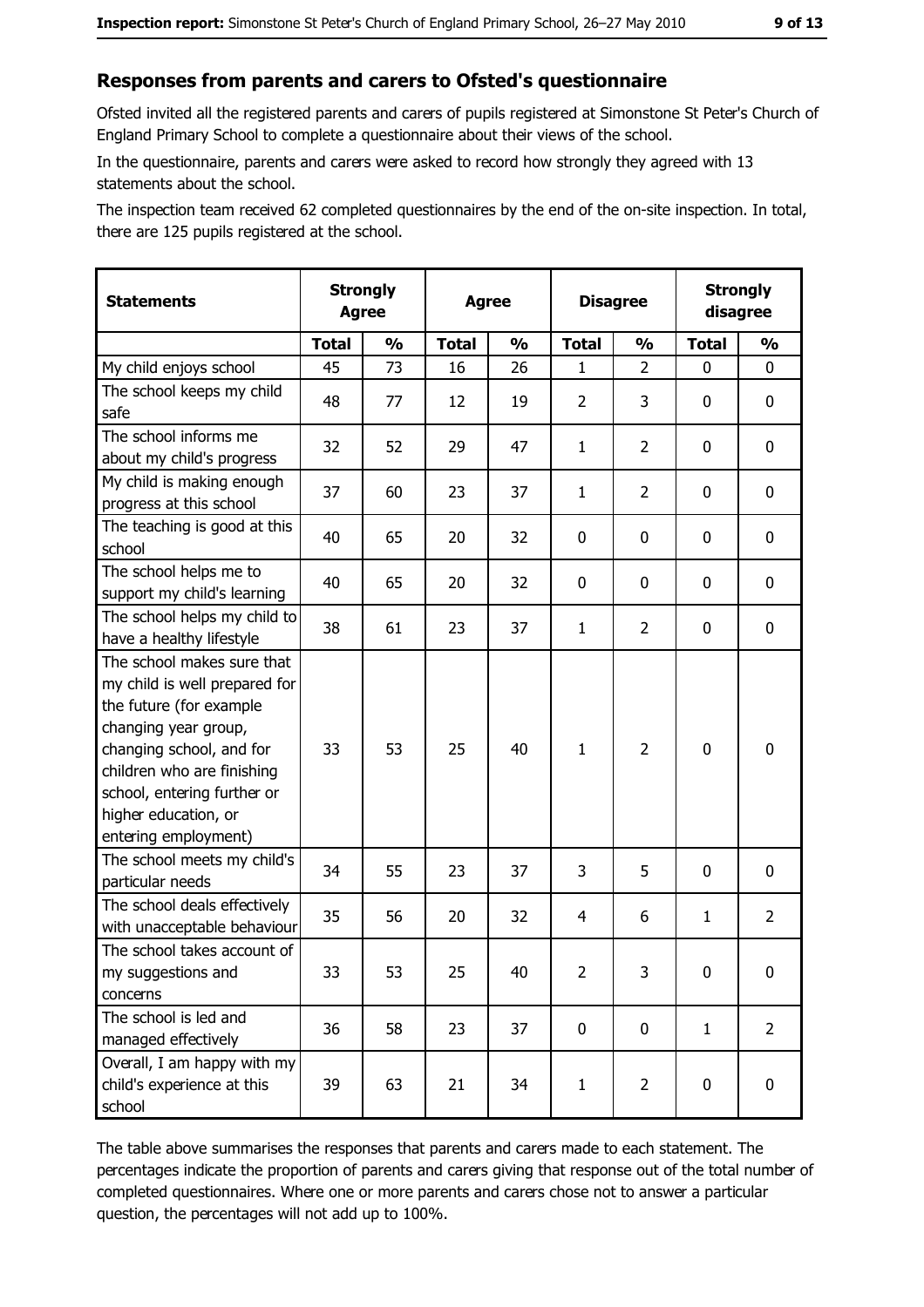## Responses from parents and carers to Ofsted's questionnaire

Ofsted invited all the registered parents and carers of pupils registered at Simonstone St Peter's Church of England Primary School to complete a questionnaire about their views of the school.

In the questionnaire, parents and carers were asked to record how strongly they agreed with 13 statements about the school.

The inspection team received 62 completed questionnaires by the end of the on-site inspection. In total, there are 125 pupils registered at the school.

| Statements | Strongly Agree | | Agree | | Disagree | | Strongly disagree | |
|---|---|---|---|---|---|---|---|---|
| | Total | % | Total | % | Total | % | Total | % |
| My child enjoys school | 45 | 73 | 16 | 26 | 1 | 2 | 0 | 0 |
| The school keeps my child safe | 48 | 77 | 12 | 19 | 2 | 3 | 0 | 0 |
| The school informs me about my child's progress | 32 | 52 | 29 | 47 | 1 | 2 | 0 | 0 |
| My child is making enough progress at this school | 37 | 60 | 23 | 37 | 1 | 2 | 0 | 0 |
| The teaching is good at this school | 40 | 65 | 20 | 32 | 0 | 0 | 0 | 0 |
| The school helps me to support my child's learning | 40 | 65 | 20 | 32 | 0 | 0 | 0 | 0 |
| The school helps my child to have a healthy lifestyle | 38 | 61 | 23 | 37 | 1 | 2 | 0 | 0 |
| The school makes sure that my child is well prepared for the future (for example changing year group, changing school, and for children who are finishing school, entering further or higher education, or entering employment) | 33 | 53 | 25 | 40 | 1 | 2 | 0 | 0 |
| The school meets my child's particular needs | 34 | 55 | 23 | 37 | 3 | 5 | 0 | 0 |
| The school deals effectively with unacceptable behaviour | 35 | 56 | 20 | 32 | 4 | 6 | 1 | 2 |
| The school takes account of my suggestions and concerns | 33 | 53 | 25 | 40 | 2 | 3 | 0 | 0 |
| The school is led and managed effectively | 36 | 58 | 23 | 37 | 0 | 0 | 1 | 2 |
| Overall, I am happy with my child's experience at this school | 39 | 63 | 21 | 34 | 1 | 2 | 0 | 0 |

The table above summarises the responses that parents and carers made to each statement. The percentages indicate the proportion of parents and carers giving that response out of the total number of completed questionnaires. Where one or more parents and carers chose not to answer a particular question, the percentages will not add up to 100%.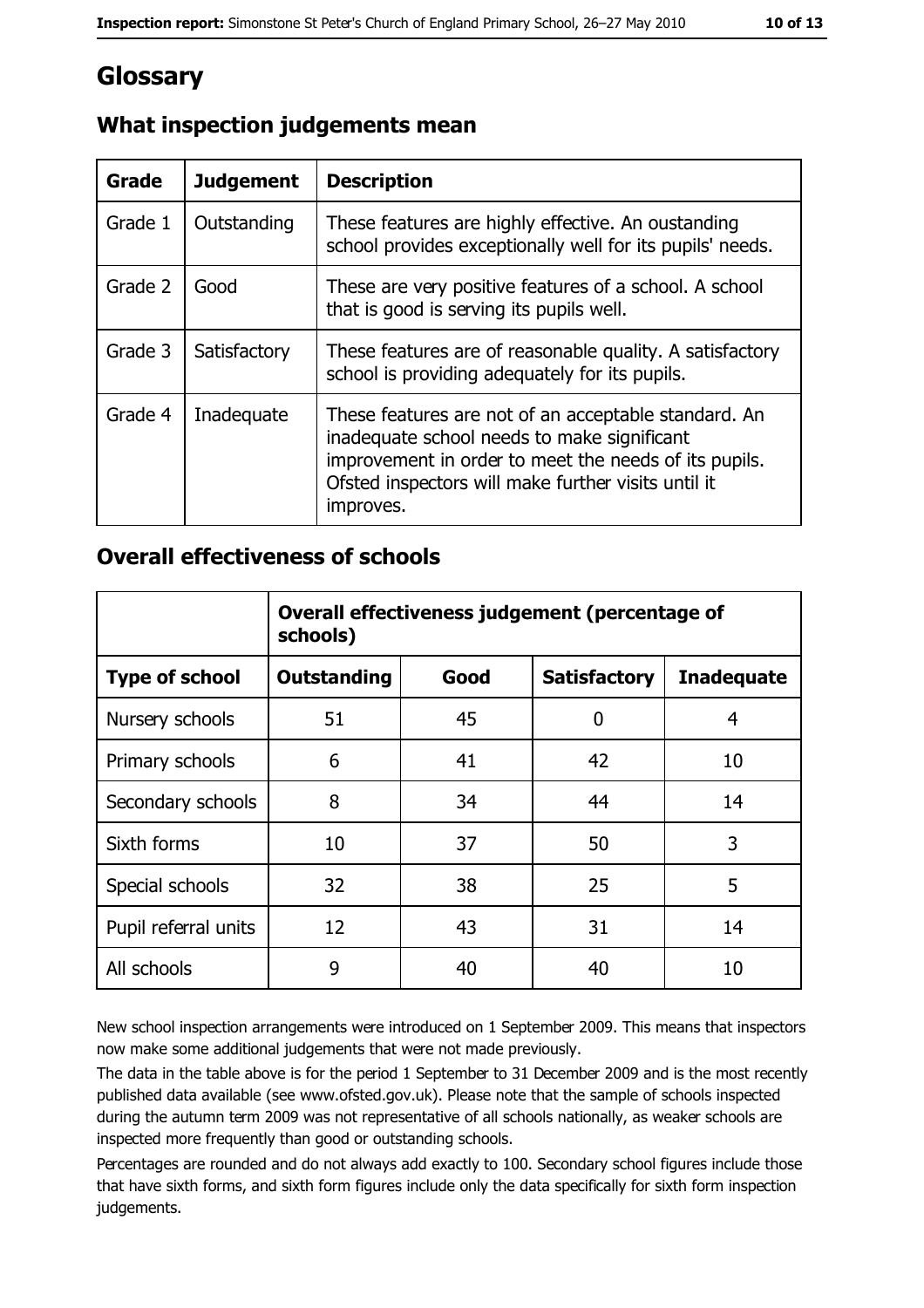# Glossary

## What inspection judgements mean

| Grade | Judgement | Description |
|---|---|---|
| Grade 1 | Outstanding | These features are highly effective. An oustanding school provides exceptionally well for its pupils' needs. |
| Grade 2 | Good | These are very positive features of a school. A school that is good is serving its pupils well. |
| Grade 3 | Satisfactory | These features are of reasonable quality. A satisfactory school is providing adequately for its pupils. |
| Grade 4 | Inadequate | These features are not of an acceptable standard. An inadequate school needs to make significant improvement in order to meet the needs of its pupils. Ofsted inspectors will make further visits until it improves. |

## Overall effectiveness of schools

| | Overall effectiveness judgement (percentage of schools) | | | |
|---|---|---|---|---|
| **Type of school** | **Outstanding** | **Good** | **Satisfactory** | **Inadequate** |
| Nursery schools | 51 | 45 | 0 | 4 |
| Primary schools | 6 | 41 | 42 | 10 |
| Secondary schools | 8 | 34 | 44 | 14 |
| Sixth forms | 10 | 37 | 50 | 3 |
| Special schools | 32 | 38 | 25 | 5 |
| Pupil referral units | 12 | 43 | 31 | 14 |
| All schools | 9 | 40 | 40 | 10 |

New school inspection arrangements were introduced on 1 September 2009. This means that inspectors now make some additional judgements that were not made previously.

The data in the table above is for the period 1 September to 31 December 2009 and is the most recently published data available (see www.ofsted.gov.uk). Please note that the sample of schools inspected during the autumn term 2009 was not representative of all schools nationally, as weaker schools are inspected more frequently than good or outstanding schools.

Percentages are rounded and do not always add exactly to 100. Secondary school figures include those that have sixth forms, and sixth form figures include only the data specifically for sixth form inspection judgements.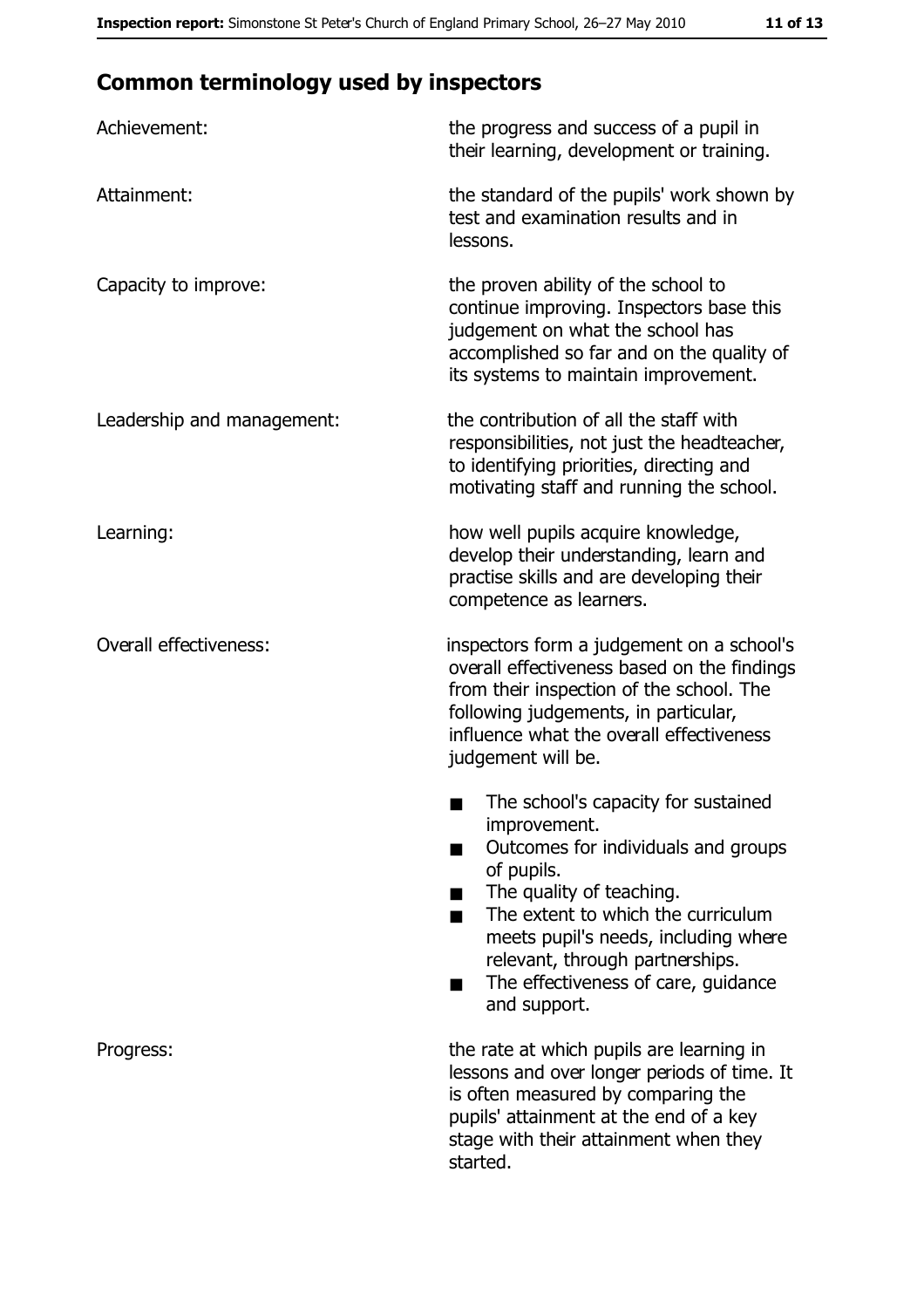## Common terminology used by inspectors

**Achievement:** the progress and success of a pupil in their learning, development or training.

**Attainment:** the standard of the pupils' work shown by test and examination results and in lessons.

**Capacity to improve:** the proven ability of the school to continue improving. Inspectors base this judgement on what the school has accomplished so far and on the quality of its systems to maintain improvement.

**Leadership and management:** the contribution of all the staff with responsibilities, not just the headteacher, to identifying priorities, directing and motivating staff and running the school.

**Learning:** how well pupils acquire knowledge, develop their understanding, learn and practise skills and are developing their competence as learners.

**Overall effectiveness:** inspectors form a judgement on a school's overall effectiveness based on the findings from their inspection of the school. The following judgements, in particular, influence what the overall effectiveness judgement will be.

- The school's capacity for sustained improvement.
- Outcomes for individuals and groups of pupils.
- The quality of teaching.
- The extent to which the curriculum meets pupil's needs, including where relevant, through partnerships.
- The effectiveness of care, guidance and support.

**Progress:** the rate at which pupils are learning in lessons and over longer periods of time. It is often measured by comparing the pupils' attainment at the end of a key stage with their attainment when they started.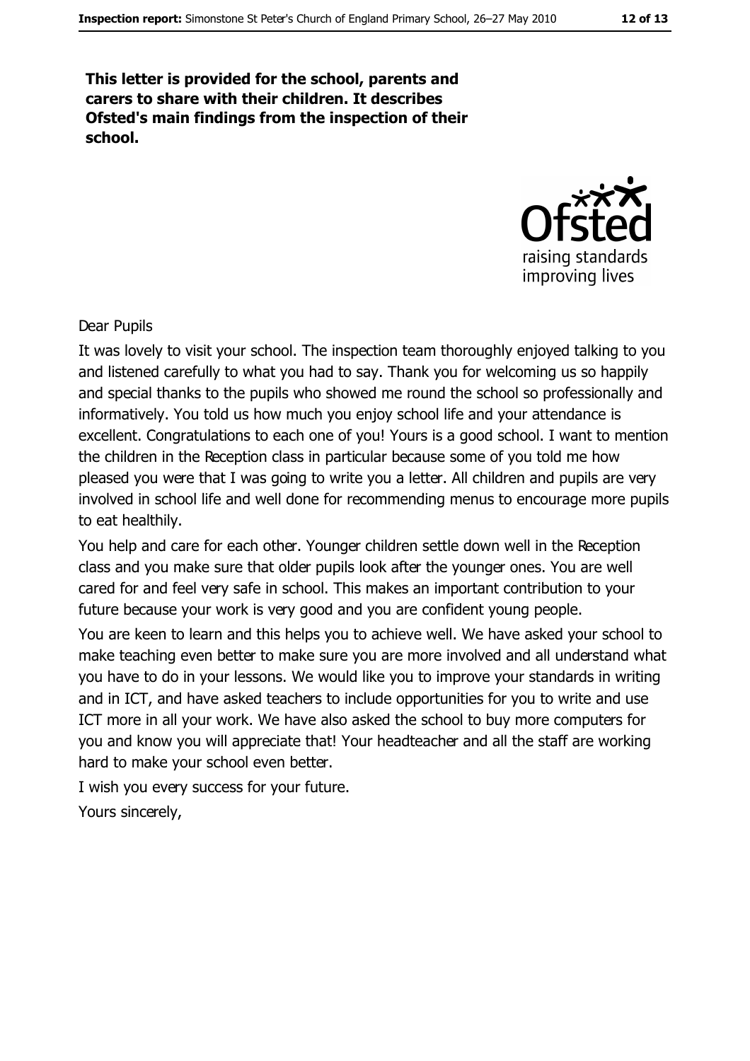**This letter is provided for the school, parents and carers to share with their children. It describes Ofsted's main findings from the inspection of their school.**

Dear Pupils

It was lovely to visit your school. The inspection team thoroughly enjoyed talking to you and listened carefully to what you had to say. Thank you for welcoming us so happily and special thanks to the pupils who showed me round the school so professionally and informatively. You told us how much you enjoy school life and your attendance is excellent. Congratulations to each one of you! Yours is a good school. I want to mention the children in the Reception class in particular because some of you told me how pleased you were that I was going to write you a letter. All children and pupils are very involved in school life and well done for recommending menus to encourage more pupils to eat healthily.

You help and care for each other. Younger children settle down well in the Reception class and you make sure that older pupils look after the younger ones. You are well cared for and feel very safe in school. This makes an important contribution to your future because your work is very good and you are confident young people.

You are keen to learn and this helps you to achieve well. We have asked your school to make teaching even better to make sure you are more involved and all understand what you have to do in your lessons. We would like you to improve your standards in writing and in ICT, and have asked teachers to include opportunities for you to write and use ICT more in all your work. We have also asked the school to buy more computers for you and know you will appreciate that! Your headteacher and all the staff are working hard to make your school even better.

I wish you every success for your future.

Yours sincerely,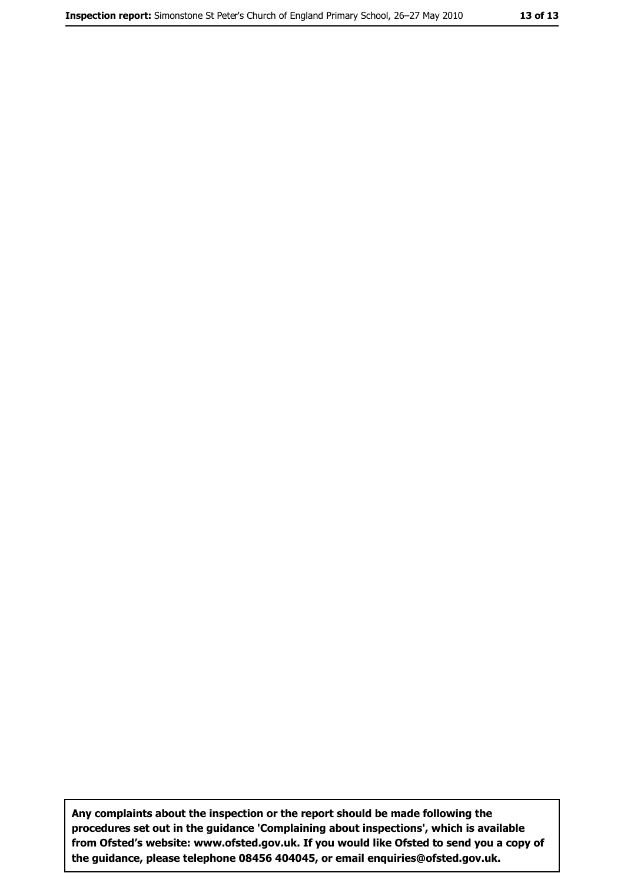**Any complaints about the inspection or the report should be made following the procedures set out in the guidance 'Complaining about inspections', which is available from Ofsted's website: www.ofsted.gov.uk. If you would like Ofsted to send you a copy of the guidance, please telephone 08456 404045, or email enquiries@ofsted.gov.uk.**